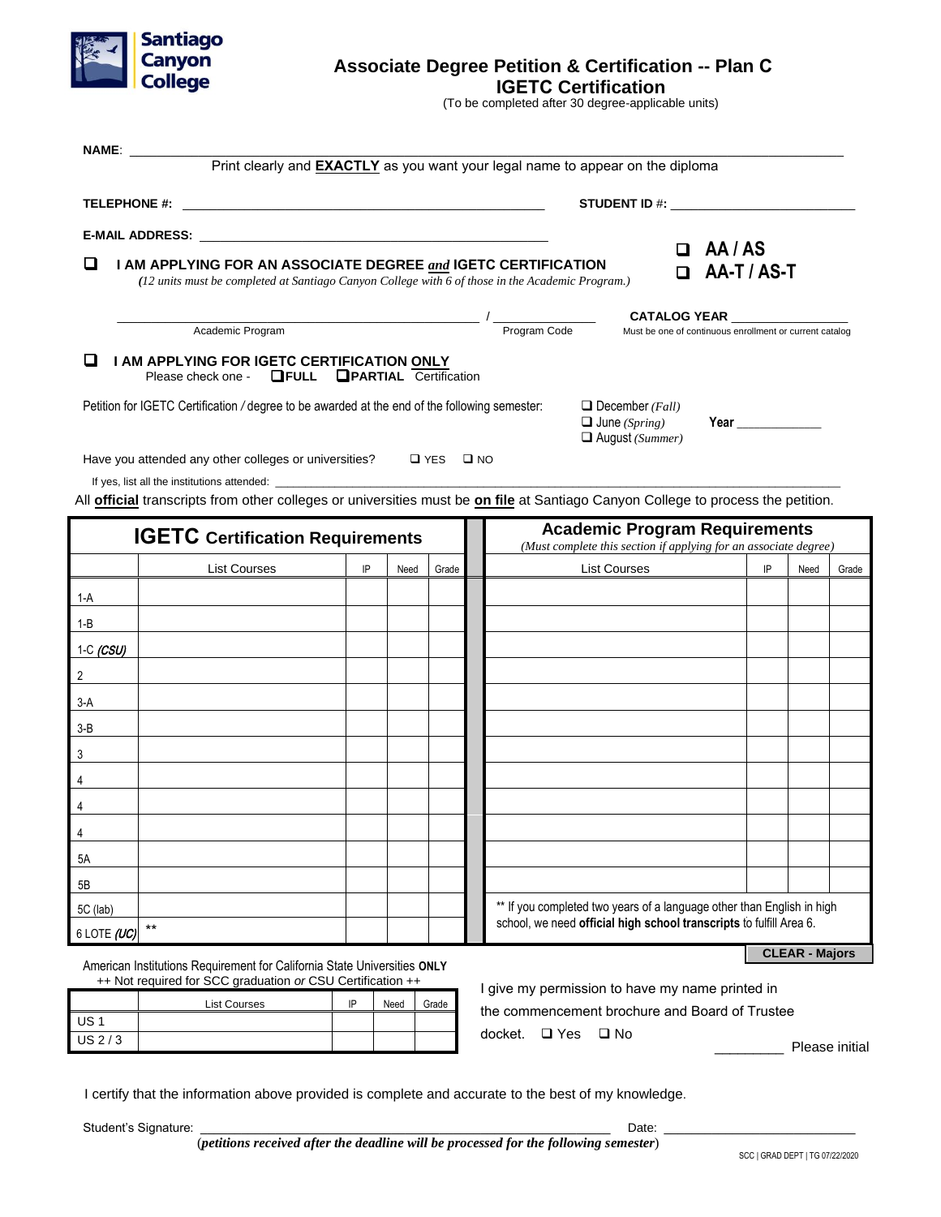Santiago Canyon College

# Associate Degree Petition & Certification -- Plan C
## IGETC Certification

(To be completed after 30 degree-applicable units)

**NAME**: ______________________________________________________________

Print clearly and **EXACTLY** as you want your legal name to appear on the diploma

**TELEPHONE #:** ______________________________ **STUDENT ID #:** ______________________

**E-MAIL ADDRESS:** ______________________________

❑ **I AM APPLYING FOR AN ASSOCIATE DEGREE *and* IGETC CERTIFICATION**
*(12 units must be completed at Santiago Canyon College with 6 of those in the Academic Program.)*

❑ **AA / AS**
❑ **AA-T / AS-T**

______________________________ / ______________ **CATALOG YEAR** ______________
Academic Program / Program Code / Must be one of continuous enrollment or current catalog

❑ **I AM APPLYING FOR IGETC CERTIFICATION ONLY**
Please check one - ❑ **FULL** ❑ **PARTIAL** Certification

Petition for IGETC Certification / degree to be awarded at the end of the following semester:
❑ December *(Fall)*
❑ June *(Spring)*
❑ August *(Summer)*
**Year** ____________

Have you attended any other colleges or universities? ❑ YES ❑ NO

If yes, list all the institutions attended: ______________________________________________

All **official** transcripts from other colleges or universities must be **on file** at Santiago Canyon College to process the petition.

| **IGETC Certification Requirements** | | | | |
|---|---|---|---|---|
| | List Courses | IP | Need | Grade |
| 1-A | | | | |
| 1-B | | | | |
| 1-C *(CSU)* | | | | |
| 2 | | | | |
| 3-A | | | | |
| 3-B | | | | |
| 3 | | | | |
| 4 | | | | |
| 4 | | | | |
| 4 | | | | |
| 5A | | | | |
| 5B | | | | |
| 5C (lab) | | | | |
| 6 LOTE *(UC)* | ** | | | |

| **Academic Program Requirements** *(Must complete this section if applying for an associate degree)* | | | |
|---|---|---|---|
| List Courses | IP | Need | Grade |
| | | | |
| | | | |
| | | | |
| | | | |
| | | | |
| | | | |
| | | | |
| | | | |
| | | | |
| | | | |
| | | | |
| | | | |

** If you completed two years of a language other than English in high school, we need **official high school transcripts** to fulfill Area 6.

**CLEAR - Majors**

American Institutions Requirement for California State Universities **ONLY**
++ Not required for SCC graduation *or* CSU Certification ++

| | List Courses | IP | Need | Grade |
|---|---|---|---|---|
| US 1 | | | | |
| US 2 / 3 | | | | |

I give my permission to have my name printed in the commencement brochure and Board of Trustee docket. ❑ Yes ❑ No

_________ Please initial

I certify that the information above provided is complete and accurate to the best of my knowledge.

Student's Signature: ______________________________________ Date: ____________________

(***petitions received after the deadline will be processed for the following semester***)

SCC | GRAD DEPT | TG 07/22/2020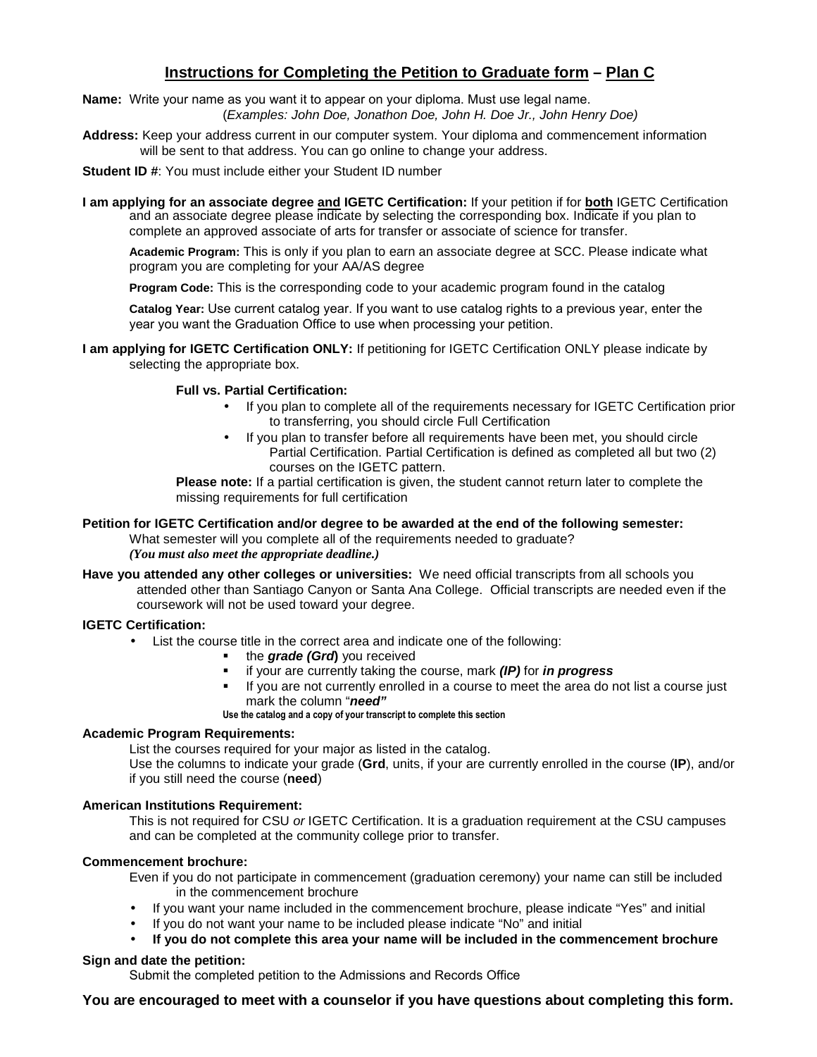# **<u>Instructions for Completing the Petition to Graduate form</u> – <u>Plan C</u>**

**Name:** Write your name as you want it to appear on your diploma. Must use legal name.
(*Examples: John Doe, Jonathon Doe, John H. Doe Jr., John Henry Doe)*

**Address:** Keep your address current in our computer system. Your diploma and commencement information will be sent to that address. You can go online to change your address.

**Student ID #**: You must include either your Student ID number

**I am applying for an associate degree <u>and</u> IGETC Certification:** If your petition if for **<u>both</u>** IGETC Certification and an associate degree please indicate by selecting the corresponding box. Indicate if you plan to complete an approved associate of arts for transfer or associate of science for transfer.

**Academic Program:** This is only if you plan to earn an associate degree at SCC. Please indicate what program you are completing for your AA/AS degree

**Program Code:** This is the corresponding code to your academic program found in the catalog

**Catalog Year:** Use current catalog year. If you want to use catalog rights to a previous year, enter the year you want the Graduation Office to use when processing your petition.

**I am applying for IGETC Certification ONLY:** If petitioning for IGETC Certification ONLY please indicate by selecting the appropriate box.

**Full vs. Partial Certification:**

- If you plan to complete all of the requirements necessary for IGETC Certification prior to transferring, you should circle Full Certification
- If you plan to transfer before all requirements have been met, you should circle Partial Certification. Partial Certification is defined as completed all but two (2) courses on the IGETC pattern.

**Please note:** If a partial certification is given, the student cannot return later to complete the missing requirements for full certification

**Petition for IGETC Certification and/or degree to be awarded at the end of the following semester:**
What semester will you complete all of the requirements needed to graduate?
***(You must also meet the appropriate deadline.)***

**Have you attended any other colleges or universities:** We need official transcripts from all schools you attended other than Santiago Canyon or Santa Ana College. Official transcripts are needed even if the coursework will not be used toward your degree.

**IGETC Certification:**

- List the course title in the correct area and indicate one of the following:
  - the ***grade (Grd*)** you received
  - if your are currently taking the course, mark ***(IP)*** for ***in progress***
  - If you are not currently enrolled in a course to meet the area do not list a course just mark the column "***need"***

  **Use the catalog and a copy of your transcript to complete this section**

**Academic Program Requirements:**
List the courses required for your major as listed in the catalog.
Use the columns to indicate your grade (**Grd**, units, if your are currently enrolled in the course (**IP**), and/or if you still need the course (**need**)

**American Institutions Requirement:**
This is not required for CSU *or* IGETC Certification. It is a graduation requirement at the CSU campuses and can be completed at the community college prior to transfer.

**Commencement brochure:**
Even if you do not participate in commencement (graduation ceremony) your name can still be included in the commencement brochure

- If you want your name included in the commencement brochure, please indicate "Yes" and initial
- If you do not want your name to be included please indicate "No" and initial
- **If you do not complete this area your name will be included in the commencement brochure**

**Sign and date the petition:**
Submit the completed petition to the Admissions and Records Office

**You are encouraged to meet with a counselor if you have questions about completing this form.**